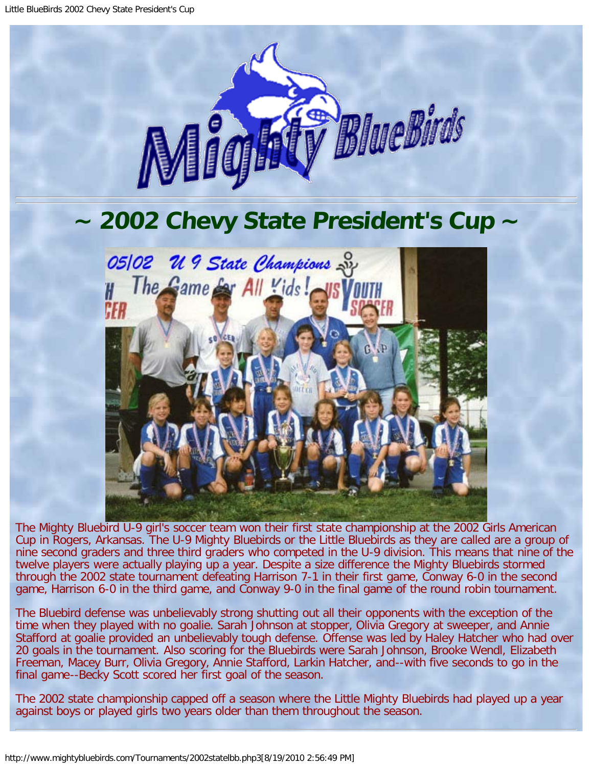# ~ 2002 Chevy State President's Cup ~

The Mighty Bluebird U-9 girl's soccer team won their first state championship at the 2002 Girls American Cup in Rogers, Arkansas. The U-9 Mighty Bluebirds or the Little Bluebirds as they are called are a group of nine second graders and three third graders who competed in the U-9 division. This means that nine of the twelve players were actually playing up a year. Despite a size difference the Mighty Bluebirds stormed through the 2002 state tournament defeating Harrison 7-1 in their first game, Conway 6-0 in the second game, Harrison 6-0 in the third game, and Conway 9-0 in the final game of the round robin tournament.

The Bluebird defense was unbelievably strong shutting out all their opponents with the exception of the time when they played with no goalie. Sarah Johnson at stopper, Olivia Gregory at sweeper, and Annie Stafford at goalie provided an unbelievably tough defense. Offense was led by Haley Hatcher who had over 20 goals in the tournament. Also scoring for the Bluebirds were Sarah Johnson, Brooke Wendl, Elizabeth Freeman, Macey Burr, Olivia Gregory, Annie Stafford, Larkin Hatcher, and--with five seconds to go in the final game--Becky Scott scored her first goal of the season.

The 2002 state championship capped off a season where the Little Mighty Bluebirds had played up a year against boys or played girls two years older than them throughout the season.